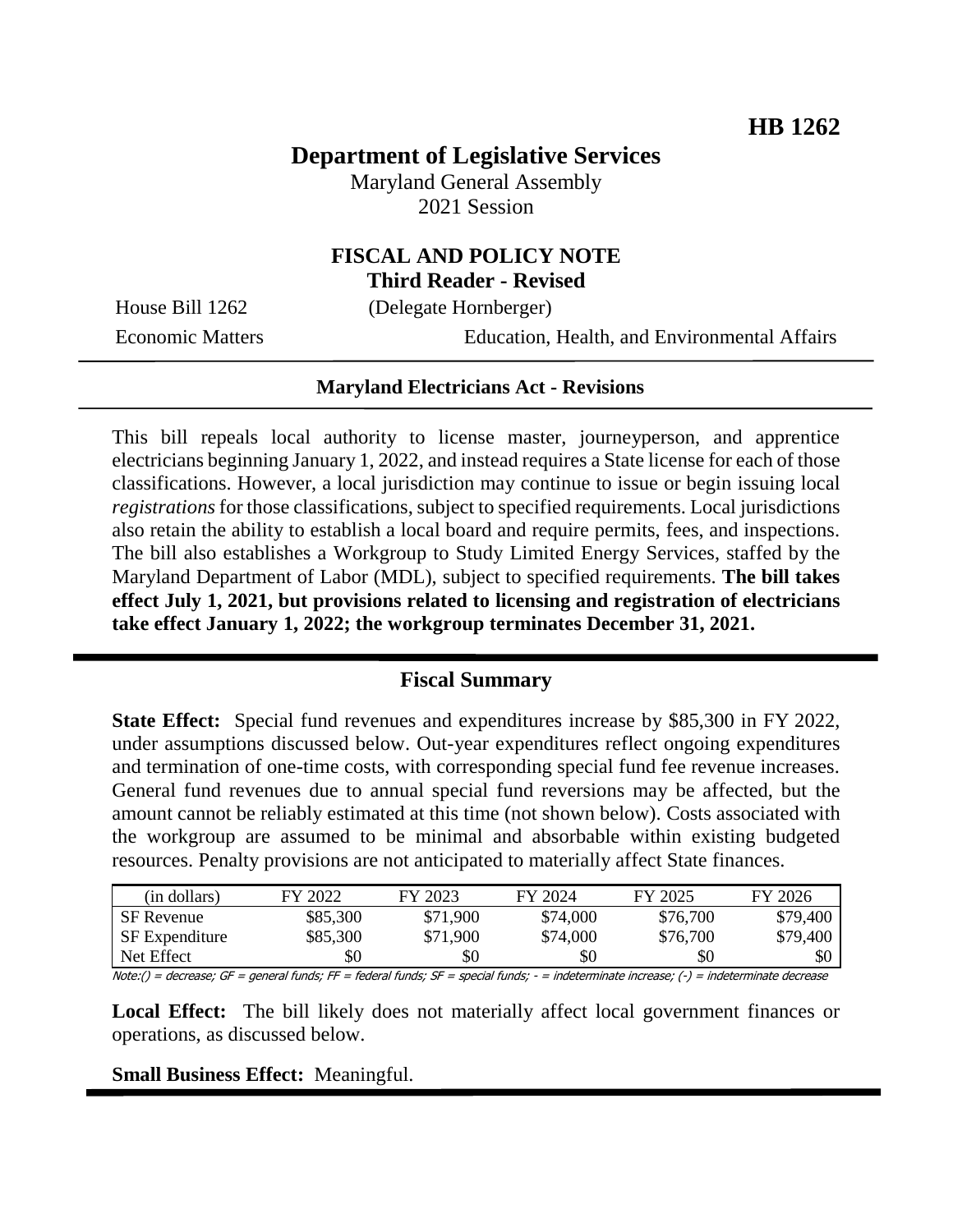**HB 1262**

# Department of Legislative Services

Maryland General Assembly
2021 Session

## FISCAL AND POLICY NOTE
**Third Reader - Revised**

House Bill 1262 (Delegate Hornberger)
Economic Matters Education, Health, and Environmental Affairs

### Maryland Electricians Act - Revisions

This bill repeals local authority to license master, journeyperson, and apprentice electricians beginning January 1, 2022, and instead requires a State license for each of those classifications. However, a local jurisdiction may continue to issue or begin issuing local *registrations* for those classifications, subject to specified requirements. Local jurisdictions also retain the ability to establish a local board and require permits, fees, and inspections. The bill also establishes a Workgroup to Study Limited Energy Services, staffed by the Maryland Department of Labor (MDL), subject to specified requirements. **The bill takes effect July 1, 2021, but provisions related to licensing and registration of electricians take effect January 1, 2022; the workgroup terminates December 31, 2021.**

## Fiscal Summary

**State Effect:** Special fund revenues and expenditures increase by $85,300 in FY 2022, under assumptions discussed below. Out-year expenditures reflect ongoing expenditures and termination of one-time costs, with corresponding special fund fee revenue increases. General fund revenues due to annual special fund reversions may be affected, but the amount cannot be reliably estimated at this time (not shown below). Costs associated with the workgroup are assumed to be minimal and absorbable within existing budgeted resources. Penalty provisions are not anticipated to materially affect State finances.

| (in dollars) | FY 2022 | FY 2023 | FY 2024 | FY 2025 | FY 2026 |
|---|---|---|---|---|---|
| SF Revenue | $85,300 | $71,900 | $74,000 | $76,700 | $79,400 |
| SF Expenditure | $85,300 | $71,900 | $74,000 | $76,700 | $79,400 |
| Net Effect | $0 | $0 | $0 | $0 | $0 |

Note:() = decrease; GF = general funds; FF = federal funds; SF = special funds; - = indeterminate increase; (-) = indeterminate decrease

**Local Effect:** The bill likely does not materially affect local government finances or operations, as discussed below.

**Small Business Effect:** Meaningful.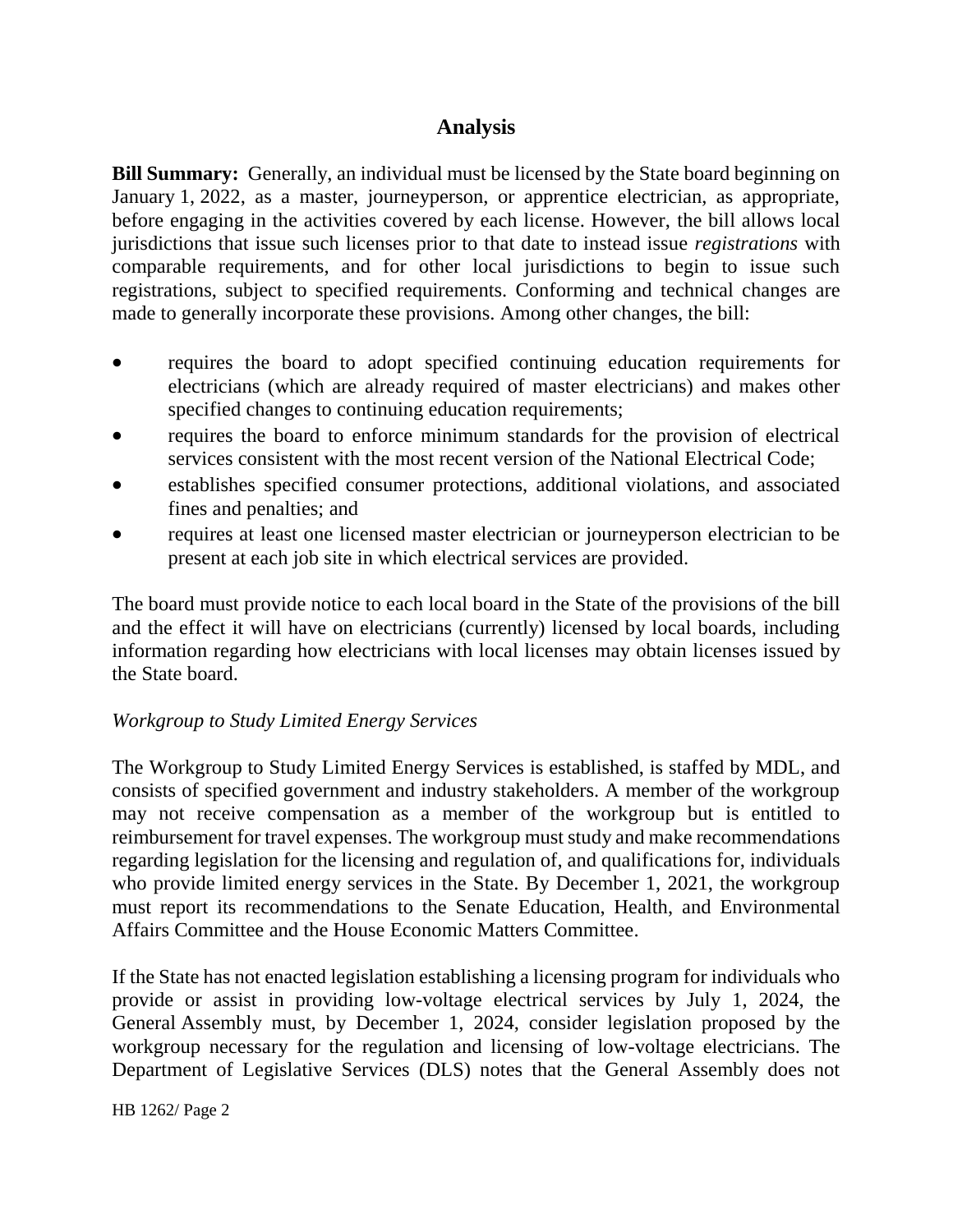## Analysis

**Bill Summary:** Generally, an individual must be licensed by the State board beginning on January 1, 2022, as a master, journeyperson, or apprentice electrician, as appropriate, before engaging in the activities covered by each license. However, the bill allows local jurisdictions that issue such licenses prior to that date to instead issue *registrations* with comparable requirements, and for other local jurisdictions to begin to issue such registrations, subject to specified requirements. Conforming and technical changes are made to generally incorporate these provisions. Among other changes, the bill:

- requires the board to adopt specified continuing education requirements for electricians (which are already required of master electricians) and makes other specified changes to continuing education requirements;
- requires the board to enforce minimum standards for the provision of electrical services consistent with the most recent version of the National Electrical Code;
- establishes specified consumer protections, additional violations, and associated fines and penalties; and
- requires at least one licensed master electrician or journeyperson electrician to be present at each job site in which electrical services are provided.

The board must provide notice to each local board in the State of the provisions of the bill and the effect it will have on electricians (currently) licensed by local boards, including information regarding how electricians with local licenses may obtain licenses issued by the State board.

*Workgroup to Study Limited Energy Services*

The Workgroup to Study Limited Energy Services is established, is staffed by MDL, and consists of specified government and industry stakeholders. A member of the workgroup may not receive compensation as a member of the workgroup but is entitled to reimbursement for travel expenses. The workgroup must study and make recommendations regarding legislation for the licensing and regulation of, and qualifications for, individuals who provide limited energy services in the State. By December 1, 2021, the workgroup must report its recommendations to the Senate Education, Health, and Environmental Affairs Committee and the House Economic Matters Committee.

If the State has not enacted legislation establishing a licensing program for individuals who provide or assist in providing low-voltage electrical services by July 1, 2024, the General Assembly must, by December 1, 2024, consider legislation proposed by the workgroup necessary for the regulation and licensing of low-voltage electricians. The Department of Legislative Services (DLS) notes that the General Assembly does not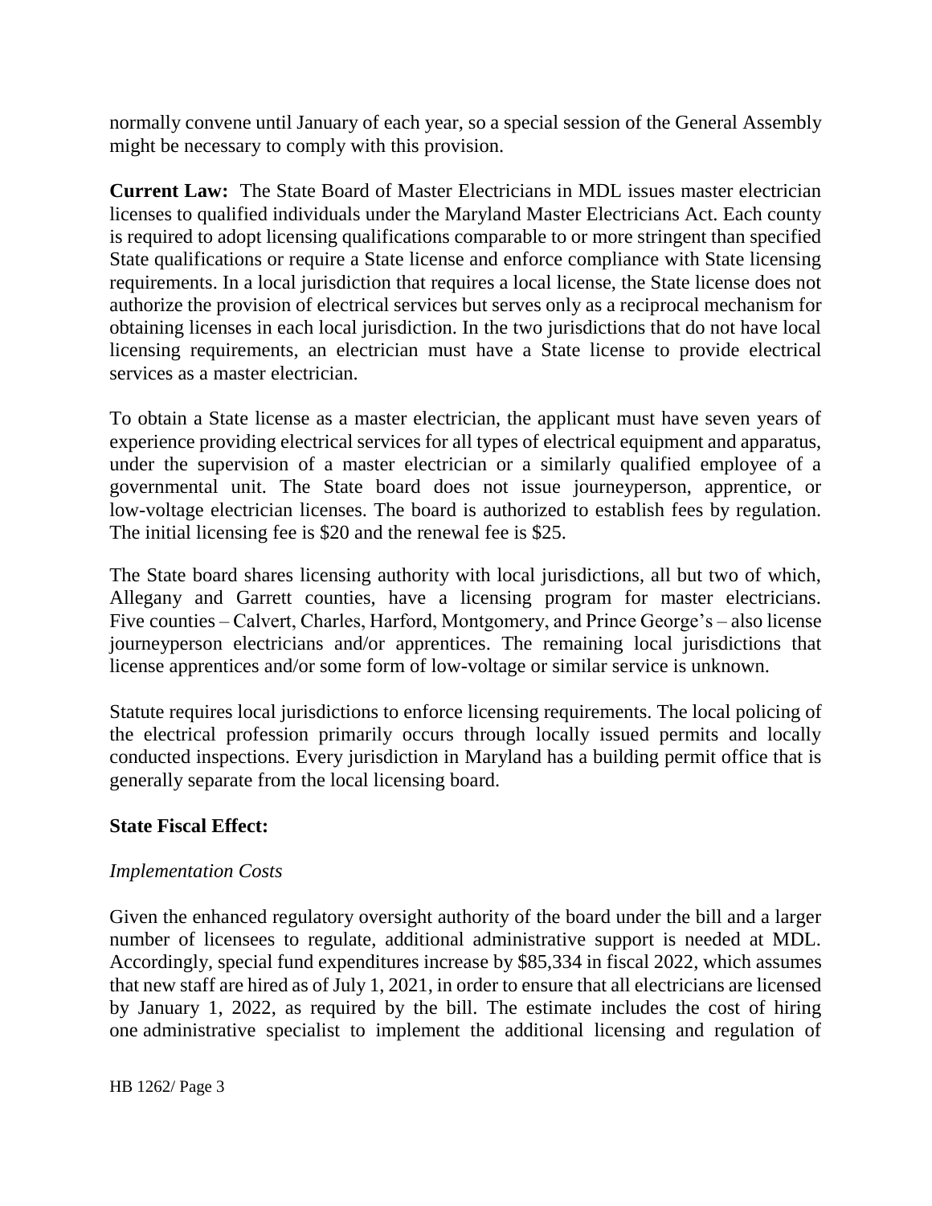normally convene until January of each year, so a special session of the General Assembly might be necessary to comply with this provision.

**Current Law:** The State Board of Master Electricians in MDL issues master electrician licenses to qualified individuals under the Maryland Master Electricians Act. Each county is required to adopt licensing qualifications comparable to or more stringent than specified State qualifications or require a State license and enforce compliance with State licensing requirements. In a local jurisdiction that requires a local license, the State license does not authorize the provision of electrical services but serves only as a reciprocal mechanism for obtaining licenses in each local jurisdiction. In the two jurisdictions that do not have local licensing requirements, an electrician must have a State license to provide electrical services as a master electrician.

To obtain a State license as a master electrician, the applicant must have seven years of experience providing electrical services for all types of electrical equipment and apparatus, under the supervision of a master electrician or a similarly qualified employee of a governmental unit. The State board does not issue journeyperson, apprentice, or low-voltage electrician licenses. The board is authorized to establish fees by regulation. The initial licensing fee is $20 and the renewal fee is $25.

The State board shares licensing authority with local jurisdictions, all but two of which, Allegany and Garrett counties, have a licensing program for master electricians. Five counties – Calvert, Charles, Harford, Montgomery, and Prince George's – also license journeyperson electricians and/or apprentices. The remaining local jurisdictions that license apprentices and/or some form of low-voltage or similar service is unknown.

Statute requires local jurisdictions to enforce licensing requirements. The local policing of the electrical profession primarily occurs through locally issued permits and locally conducted inspections. Every jurisdiction in Maryland has a building permit office that is generally separate from the local licensing board.

**State Fiscal Effect:**

*Implementation Costs*

Given the enhanced regulatory oversight authority of the board under the bill and a larger number of licensees to regulate, additional administrative support is needed at MDL. Accordingly, special fund expenditures increase by $85,334 in fiscal 2022, which assumes that new staff are hired as of July 1, 2021, in order to ensure that all electricians are licensed by January 1, 2022, as required by the bill. The estimate includes the cost of hiring one administrative specialist to implement the additional licensing and regulation of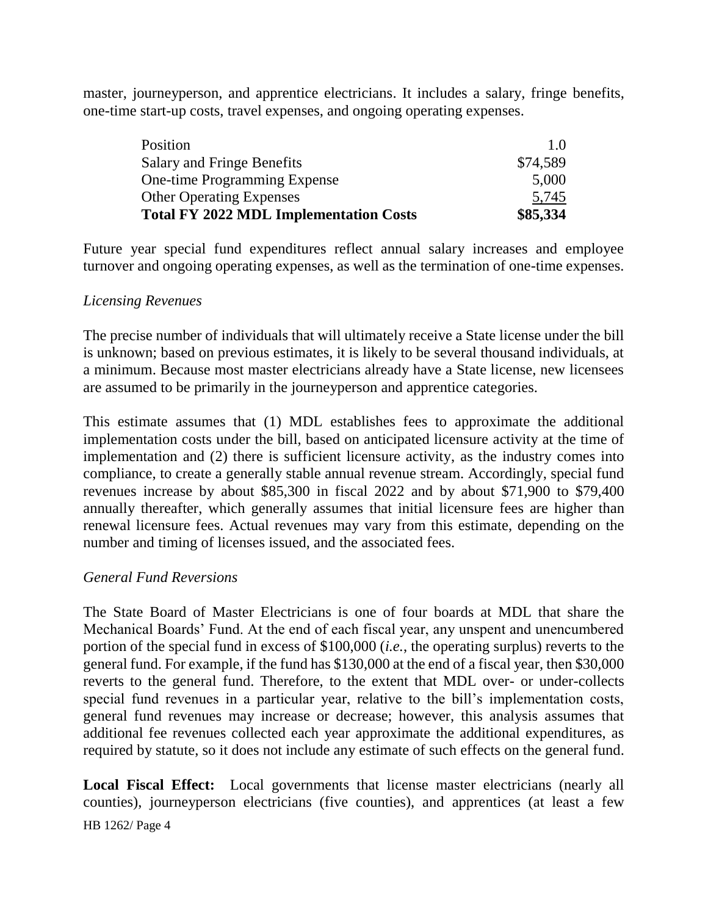master, journeyperson, and apprentice electricians. It includes a salary, fringe benefits, one-time start-up costs, travel expenses, and ongoing operating expenses.

| | |
|---|---:|
| Position | 1.0 |
| Salary and Fringe Benefits | $74,589 |
| One-time Programming Expense | 5,000 |
| Other Operating Expenses | 5,745 |
| **Total FY 2022 MDL Implementation Costs** | **$85,334** |

Future year special fund expenditures reflect annual salary increases and employee turnover and ongoing operating expenses, as well as the termination of one-time expenses.

*Licensing Revenues*

The precise number of individuals that will ultimately receive a State license under the bill is unknown; based on previous estimates, it is likely to be several thousand individuals, at a minimum. Because most master electricians already have a State license, new licensees are assumed to be primarily in the journeyperson and apprentice categories.

This estimate assumes that (1) MDL establishes fees to approximate the additional implementation costs under the bill, based on anticipated licensure activity at the time of implementation and (2) there is sufficient licensure activity, as the industry comes into compliance, to create a generally stable annual revenue stream. Accordingly, special fund revenues increase by about $85,300 in fiscal 2022 and by about $71,900 to $79,400 annually thereafter, which generally assumes that initial licensure fees are higher than renewal licensure fees. Actual revenues may vary from this estimate, depending on the number and timing of licenses issued, and the associated fees.

*General Fund Reversions*

The State Board of Master Electricians is one of four boards at MDL that share the Mechanical Boards' Fund. At the end of each fiscal year, any unspent and unencumbered portion of the special fund in excess of $100,000 (*i.e.*, the operating surplus) reverts to the general fund. For example, if the fund has $130,000 at the end of a fiscal year, then $30,000 reverts to the general fund. Therefore, to the extent that MDL over- or under-collects special fund revenues in a particular year, relative to the bill's implementation costs, general fund revenues may increase or decrease; however, this analysis assumes that additional fee revenues collected each year approximate the additional expenditures, as required by statute, so it does not include any estimate of such effects on the general fund.

**Local Fiscal Effect:** Local governments that license master electricians (nearly all counties), journeyperson electricians (five counties), and apprentices (at least a few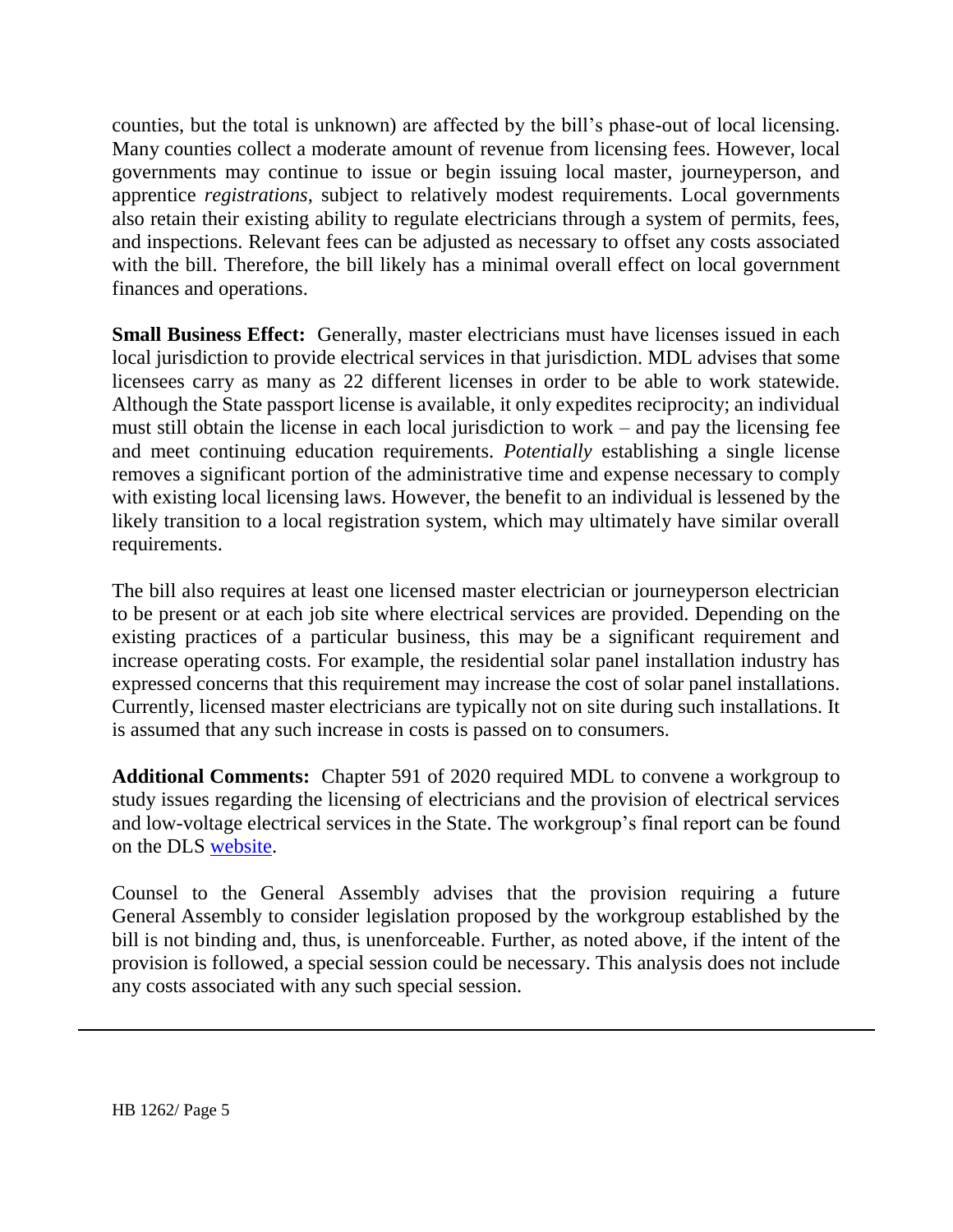counties, but the total is unknown) are affected by the bill's phase-out of local licensing. Many counties collect a moderate amount of revenue from licensing fees. However, local governments may continue to issue or begin issuing local master, journeyperson, and apprentice *registrations*, subject to relatively modest requirements. Local governments also retain their existing ability to regulate electricians through a system of permits, fees, and inspections. Relevant fees can be adjusted as necessary to offset any costs associated with the bill. Therefore, the bill likely has a minimal overall effect on local government finances and operations.

**Small Business Effect:** Generally, master electricians must have licenses issued in each local jurisdiction to provide electrical services in that jurisdiction. MDL advises that some licensees carry as many as 22 different licenses in order to be able to work statewide. Although the State passport license is available, it only expedites reciprocity; an individual must still obtain the license in each local jurisdiction to work – and pay the licensing fee and meet continuing education requirements. *Potentially* establishing a single license removes a significant portion of the administrative time and expense necessary to comply with existing local licensing laws. However, the benefit to an individual is lessened by the likely transition to a local registration system, which may ultimately have similar overall requirements.

The bill also requires at least one licensed master electrician or journeyperson electrician to be present or at each job site where electrical services are provided. Depending on the existing practices of a particular business, this may be a significant requirement and increase operating costs. For example, the residential solar panel installation industry has expressed concerns that this requirement may increase the cost of solar panel installations. Currently, licensed master electricians are typically not on site during such installations. It is assumed that any such increase in costs is passed on to consumers.

**Additional Comments:** Chapter 591 of 2020 required MDL to convene a workgroup to study issues regarding the licensing of electricians and the provision of electrical services and low-voltage electrical services in the State. The workgroup's final report can be found on the DLS website.

Counsel to the General Assembly advises that the provision requiring a future General Assembly to consider legislation proposed by the workgroup established by the bill is not binding and, thus, is unenforceable. Further, as noted above, if the intent of the provision is followed, a special session could be necessary. This analysis does not include any costs associated with any such special session.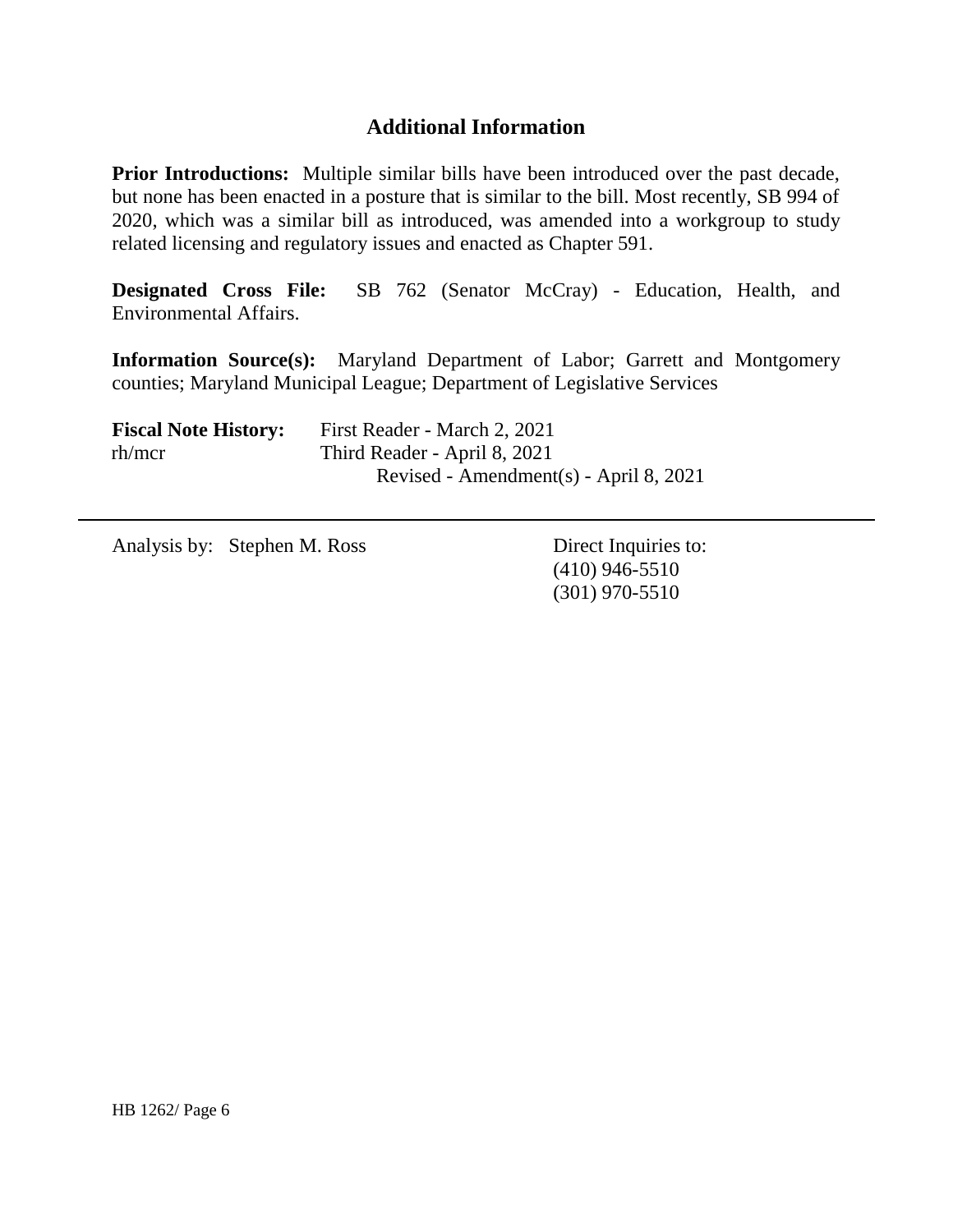## Additional Information

**Prior Introductions:** Multiple similar bills have been introduced over the past decade, but none has been enacted in a posture that is similar to the bill. Most recently, SB 994 of 2020, which was a similar bill as introduced, was amended into a workgroup to study related licensing and regulatory issues and enacted as Chapter 591.

**Designated Cross File:** SB 762 (Senator McCray) - Education, Health, and Environmental Affairs.

**Information Source(s):** Maryland Department of Labor; Garrett and Montgomery counties; Maryland Municipal League; Department of Legislative Services

**Fiscal Note History:** First Reader - March 2, 2021
rh/mcr Third Reader - April 8, 2021
Revised - Amendment(s) - April 8, 2021

---

Analysis by: Stephen M. Ross

Direct Inquiries to:
(410) 946-5510
(301) 970-5510